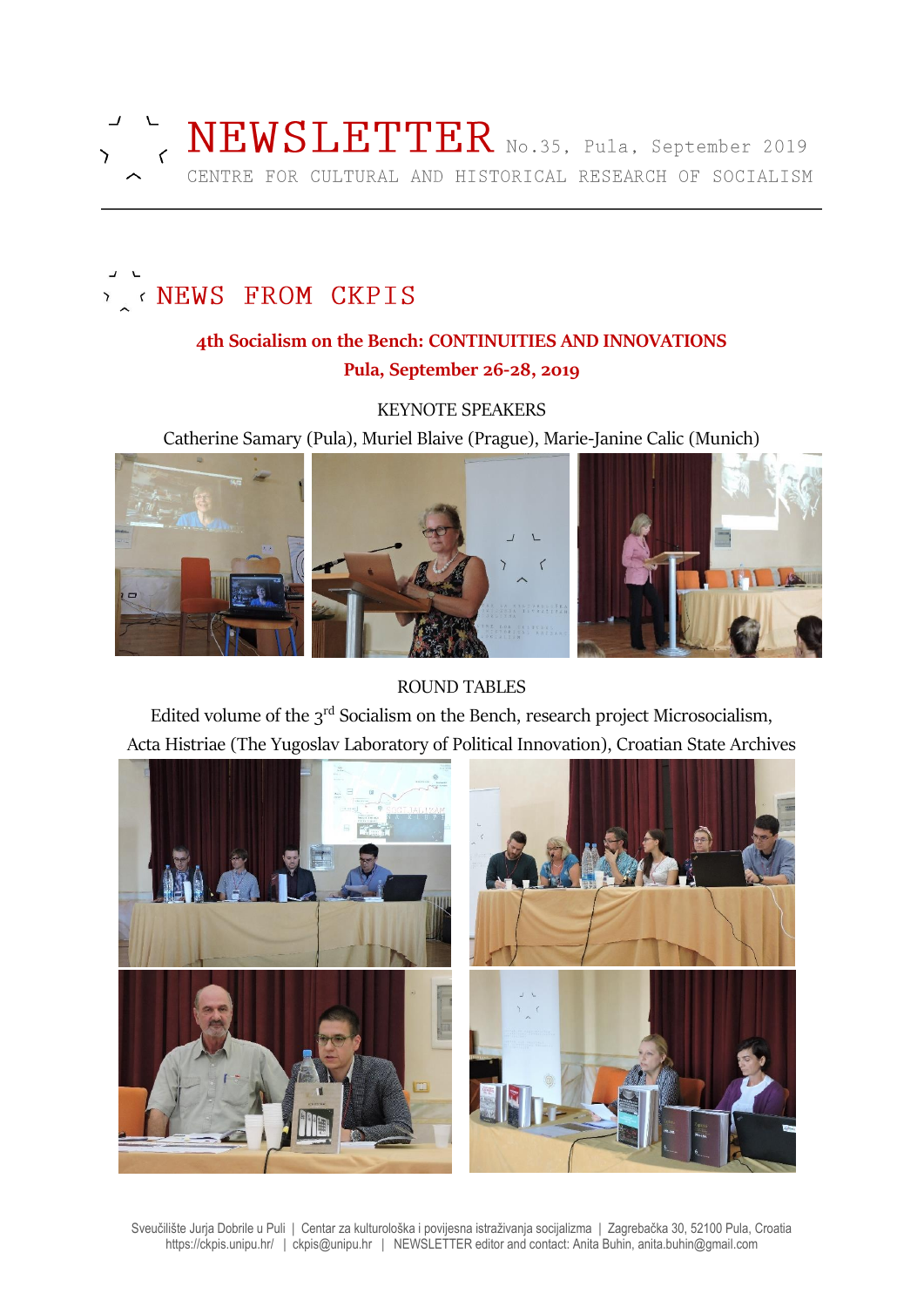# NEWSLETTER No.35, Pula, September 2019

CENTRE FOR CULTURAL AND HISTORICAL RESEARCH OF SOCIALISM

## NEWS FROM CKPIS

**4th Socialism on the Bench: CONTINUITIES AND INNOVATIONS**

**Pula, September 26-28, 2019**

KEYNOTE SPEAKERS

Catherine Samary (Pula), Muriel Blaive (Prague), Marie-Janine Calic (Munich)

ROUND TABLES

Edited volume of the 3rd Socialism on the Bench, research project Microsocialism, Acta Histriae (The Yugoslav Laboratory of Political Innovation), Croatian State Archives

Sveučilište Jurja Dobrile u Puli | Centar za kulturološka i povijesna istraživanja socijalizma | Zagrebačka 30, 52100 Pula, Croatia
https://ckpis.unipu.hr/ | ckpis@unipu.hr | NEWSLETTER editor and contact: Anita Buhin, anita.buhin@gmail.com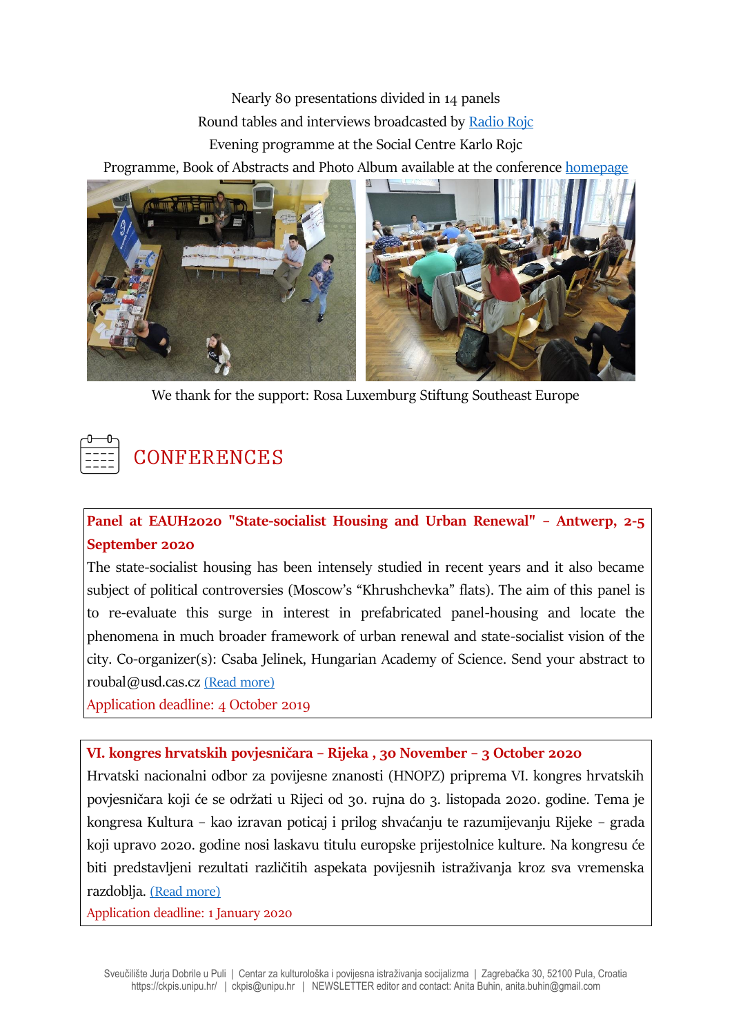Nearly 80 presentations divided in 14 panels

Round tables and interviews broadcasted by Radio Rojc

Evening programme at the Social Centre Karlo Rojc

Programme, Book of Abstracts and Photo Album available at the conference homepage

We thank for the support: Rosa Luxemburg Stiftung Southeast Europe

## CONFERENCES

**Panel at EAUH2020 "State-socialist Housing and Urban Renewal" – Antwerp, 2-5 September 2020**

The state-socialist housing has been intensely studied in recent years and it also became subject of political controversies (Moscow's "Khrushchevka" flats). The aim of this panel is to re-evaluate this surge in interest in prefabricated panel-housing and locate the phenomena in much broader framework of urban renewal and state-socialist vision of the city. Co-organizer(s): Csaba Jelinek, Hungarian Academy of Science. Send your abstract to roubal@usd.cas.cz (Read more)

Application deadline: 4 October 2019

**VI. kongres hrvatskih povjesničara – Rijeka , 30 November – 3 October 2020**

Hrvatski nacionalni odbor za povijesne znanosti (HNOPZ) priprema VI. kongres hrvatskih povjesničara koji će se održati u Rijeci od 30. rujna do 3. listopada 2020. godine. Tema je kongresa Kultura – kao izravan poticaj i prilog shvaćanju te razumijevanju Rijeke – grada koji upravo 2020. godine nosi laskavu titulu europske prijestolnice kulture. Na kongresu će biti predstavljeni rezultati različitih aspekata povijesnih istraživanja kroz sva vremenska razdoblja. (Read more)

Application deadline: 1 January 2020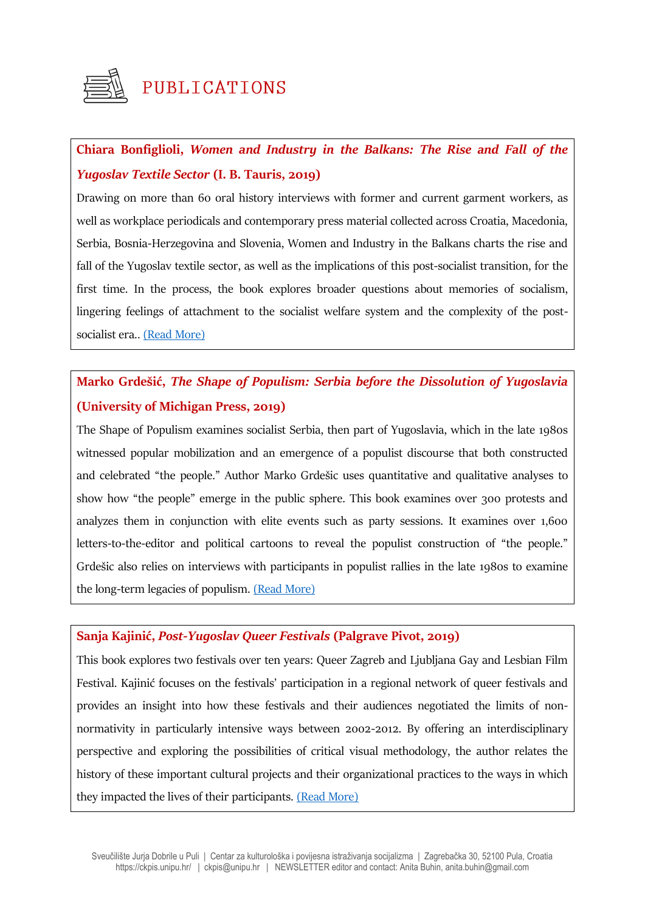# PUBLICATIONS

**Chiara Bonfiglioli, *Women and Industry in the Balkans: The Rise and Fall of the Yugoslav Textile Sector* (I. B. Tauris, 2019)**

Drawing on more than 60 oral history interviews with former and current garment workers, as well as workplace periodicals and contemporary press material collected across Croatia, Macedonia, Serbia, Bosnia-Herzegovina and Slovenia, Women and Industry in the Balkans charts the rise and fall of the Yugoslav textile sector, as well as the implications of this post-socialist transition, for the first time. In the process, the book explores broader questions about memories of socialism, lingering feelings of attachment to the socialist welfare system and the complexity of the post-socialist era.. (Read More)

**Marko Grdešić, *The Shape of Populism: Serbia before the Dissolution of Yugoslavia* (University of Michigan Press, 2019)**

The Shape of Populism examines socialist Serbia, then part of Yugoslavia, which in the late 1980s witnessed popular mobilization and an emergence of a populist discourse that both constructed and celebrated "the people." Author Marko Grdešic uses quantitative and qualitative analyses to show how "the people" emerge in the public sphere. This book examines over 300 protests and analyzes them in conjunction with elite events such as party sessions. It examines over 1,600 letters-to-the-editor and political cartoons to reveal the populist construction of "the people." Grdešic also relies on interviews with participants in populist rallies in the late 1980s to examine the long-term legacies of populism. (Read More)

**Sanja Kajinić, *Post-Yugoslav Queer Festivals* (Palgrave Pivot, 2019)**

This book explores two festivals over ten years: Queer Zagreb and Ljubljana Gay and Lesbian Film Festival. Kajinić focuses on the festivals' participation in a regional network of queer festivals and provides an insight into how these festivals and their audiences negotiated the limits of non-normativity in particularly intensive ways between 2002-2012. By offering an interdisciplinary perspective and exploring the possibilities of critical visual methodology, the author relates the history of these important cultural projects and their organizational practices to the ways in which they impacted the lives of their participants. (Read More)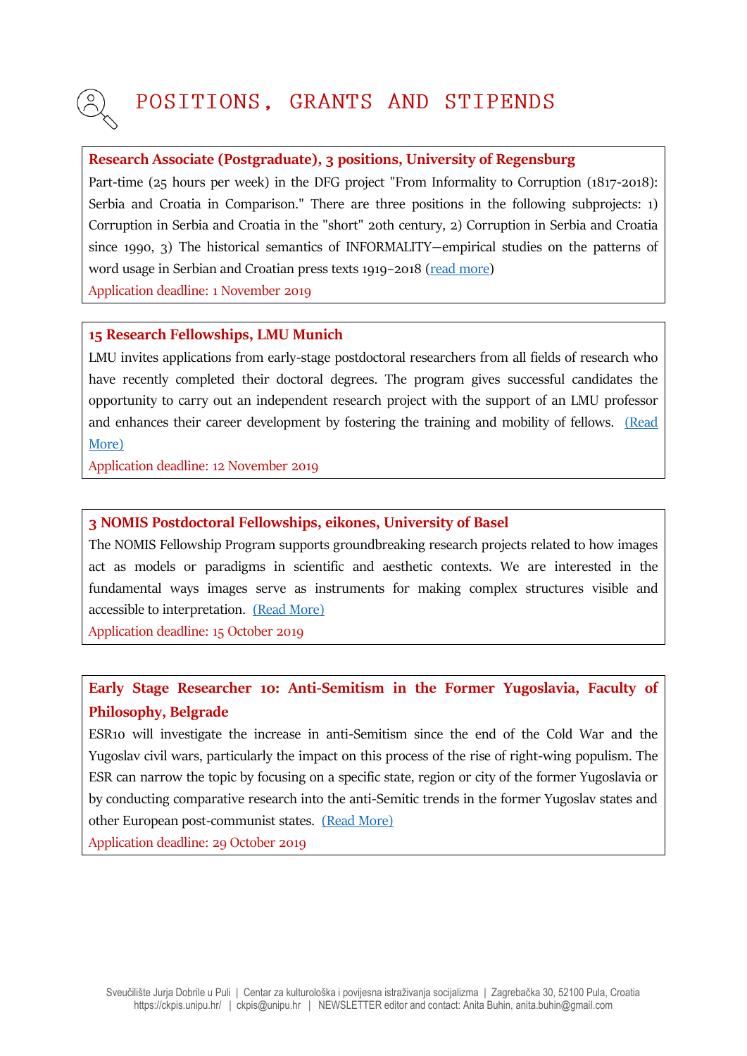# POSITIONS, GRANTS AND STIPENDS

**Research Associate (Postgraduate), 3 positions, University of Regensburg**

Part-time (25 hours per week) in the DFG project "From Informality to Corruption (1817-2018): Serbia and Croatia in Comparison." There are three positions in the following subprojects: 1) Corruption in Serbia and Croatia in the "short" 20th century, 2) Corruption in Serbia and Croatia since 1990, 3) The historical semantics of INFORMALITY—empirical studies on the patterns of word usage in Serbian and Croatian press texts 1919–2018 (read more)

Application deadline: 1 November 2019

**15 Research Fellowships, LMU Munich**

LMU invites applications from early-stage postdoctoral researchers from all fields of research who have recently completed their doctoral degrees. The program gives successful candidates the opportunity to carry out an independent research project with the support of an LMU professor and enhances their career development by fostering the training and mobility of fellows. (Read More)

Application deadline: 12 November 2019

**3 NOMIS Postdoctoral Fellowships, eikones, University of Basel**

The NOMIS Fellowship Program supports groundbreaking research projects related to how images act as models or paradigms in scientific and aesthetic contexts. We are interested in the fundamental ways images serve as instruments for making complex structures visible and accessible to interpretation. (Read More)

Application deadline: 15 October 2019

**Early Stage Researcher 10: Anti-Semitism in the Former Yugoslavia, Faculty of Philosophy, Belgrade**

ESR10 will investigate the increase in anti-Semitism since the end of the Cold War and the Yugoslav civil wars, particularly the impact on this process of the rise of right-wing populism. The ESR can narrow the topic by focusing on a specific state, region or city of the former Yugoslavia or by conducting comparative research into the anti-Semitic trends in the former Yugoslav states and other European post-communist states. (Read More)

Application deadline: 29 October 2019